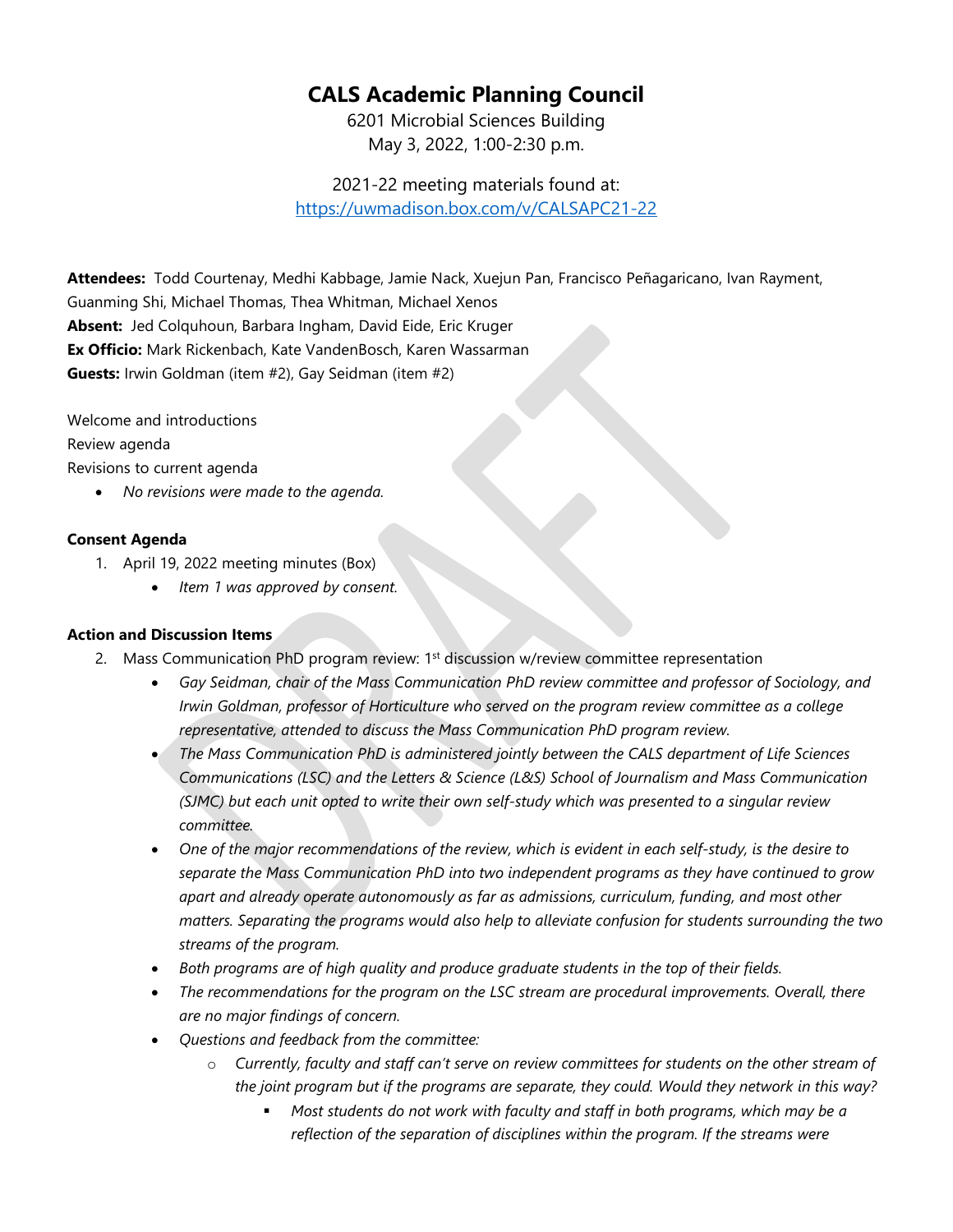# CALS Academic Planning Council

6201 Microbial Sciences Building
May 3, 2022, 1:00-2:30 p.m.

2021-22 meeting materials found at:
https://uwmadison.box.com/v/CALSAPC21-22

**Attendees:** Todd Courtenay, Medhi Kabbage, Jamie Nack, Xuejun Pan, Francisco Peñagaricano, Ivan Rayment, Guanming Shi, Michael Thomas, Thea Whitman, Michael Xenos
**Absent:** Jed Colquhoun, Barbara Ingham, David Eide, Eric Kruger
**Ex Officio:** Mark Rickenbach, Kate VandenBosch, Karen Wassarman
**Guests:** Irwin Goldman (item #2), Gay Seidman (item #2)

Welcome and introductions
Review agenda
Revisions to current agenda

- *No revisions were made to the agenda.*

**Consent Agenda**

1. April 19, 2022 meeting minutes (Box)
    - *Item 1 was approved by consent.*

**Action and Discussion Items**

2. Mass Communication PhD program review: 1st discussion w/review committee representation
    - *Gay Seidman, chair of the Mass Communication PhD review committee and professor of Sociology, and Irwin Goldman, professor of Horticulture who served on the program review committee as a college representative, attended to discuss the Mass Communication PhD program review.*
    - *The Mass Communication PhD is administered jointly between the CALS department of Life Sciences Communications (LSC) and the Letters & Science (L&S) School of Journalism and Mass Communication (SJMC) but each unit opted to write their own self-study which was presented to a singular review committee.*
    - *One of the major recommendations of the review, which is evident in each self-study, is the desire to separate the Mass Communication PhD into two independent programs as they have continued to grow apart and already operate autonomously as far as admissions, curriculum, funding, and most other matters. Separating the programs would also help to alleviate confusion for students surrounding the two streams of the program.*
    - *Both programs are of high quality and produce graduate students in the top of their fields.*
    - *The recommendations for the program on the LSC stream are procedural improvements. Overall, there are no major findings of concern.*
    - *Questions and feedback from the committee:*
        - *Currently, faculty and staff can't serve on review committees for students on the other stream of the joint program but if the programs are separate, they could. Would they network in this way?*
            - *Most students do not work with faculty and staff in both programs, which may be a reflection of the separation of disciplines within the program. If the streams were*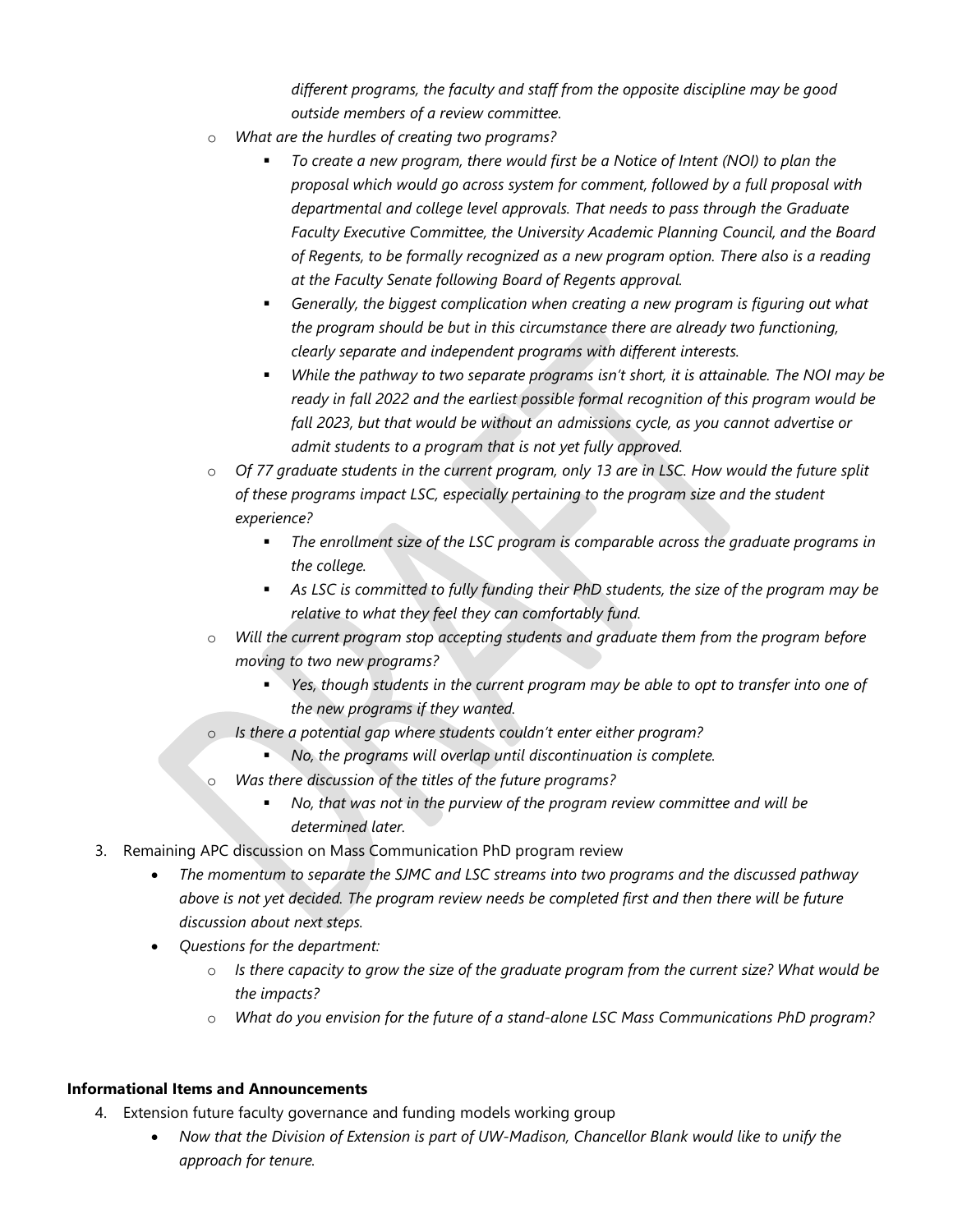*different programs, the faculty and staff from the opposite discipline may be good outside members of a review committee.*

- *What are the hurdles of creating two programs?*
    - *To create a new program, there would first be a Notice of Intent (NOI) to plan the proposal which would go across system for comment, followed by a full proposal with departmental and college level approvals. That needs to pass through the Graduate Faculty Executive Committee, the University Academic Planning Council, and the Board of Regents, to be formally recognized as a new program option. There also is a reading at the Faculty Senate following Board of Regents approval.*
    - *Generally, the biggest complication when creating a new program is figuring out what the program should be but in this circumstance there are already two functioning, clearly separate and independent programs with different interests.*
    - *While the pathway to two separate programs isn't short, it is attainable. The NOI may be ready in fall 2022 and the earliest possible formal recognition of this program would be fall 2023, but that would be without an admissions cycle, as you cannot advertise or admit students to a program that is not yet fully approved.*
- *Of 77 graduate students in the current program, only 13 are in LSC. How would the future split of these programs impact LSC, especially pertaining to the program size and the student experience?*
    - *The enrollment size of the LSC program is comparable across the graduate programs in the college.*
    - *As LSC is committed to fully funding their PhD students, the size of the program may be relative to what they feel they can comfortably fund.*
- *Will the current program stop accepting students and graduate them from the program before moving to two new programs?*
    - *Yes, though students in the current program may be able to opt to transfer into one of the new programs if they wanted.*
- *Is there a potential gap where students couldn't enter either program?*
    - *No, the programs will overlap until discontinuation is complete.*
- *Was there discussion of the titles of the future programs?*
    - *No, that was not in the purview of the program review committee and will be determined later.*

3. Remaining APC discussion on Mass Communication PhD program review
    - *The momentum to separate the SJMC and LSC streams into two programs and the discussed pathway above is not yet decided. The program review needs be completed first and then there will be future discussion about next steps.*
    - *Questions for the department:*
        - *Is there capacity to grow the size of the graduate program from the current size? What would be the impacts?*
        - *What do you envision for the future of a stand-alone LSC Mass Communications PhD program?*

**Informational Items and Announcements**

4. Extension future faculty governance and funding models working group
    - *Now that the Division of Extension is part of UW-Madison, Chancellor Blank would like to unify the approach for tenure.*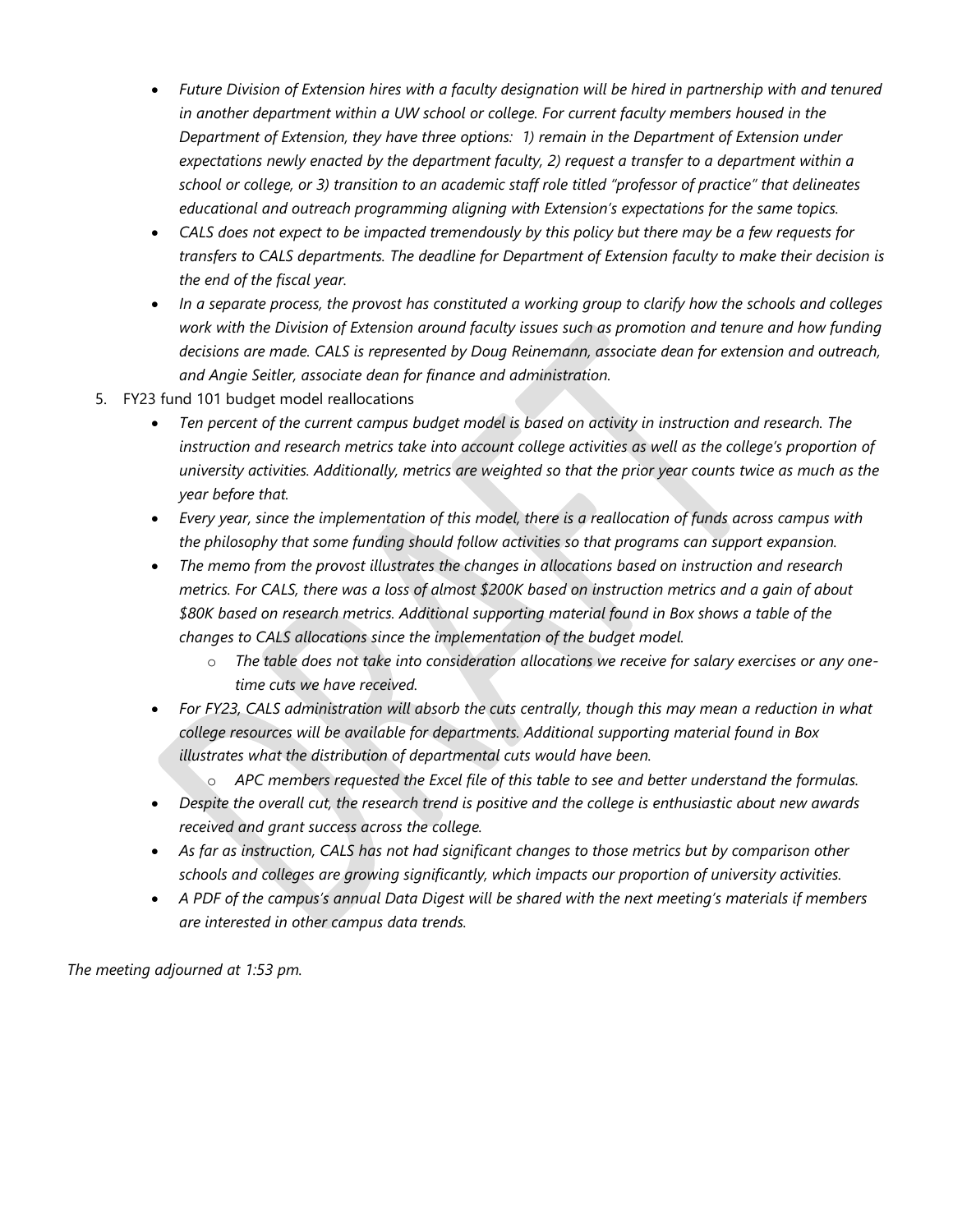- *Future Division of Extension hires with a faculty designation will be hired in partnership with and tenured in another department within a UW school or college. For current faculty members housed in the Department of Extension, they have three options: 1) remain in the Department of Extension under expectations newly enacted by the department faculty, 2) request a transfer to a department within a school or college, or 3) transition to an academic staff role titled "professor of practice" that delineates educational and outreach programming aligning with Extension's expectations for the same topics.*
- *CALS does not expect to be impacted tremendously by this policy but there may be a few requests for transfers to CALS departments. The deadline for Department of Extension faculty to make their decision is the end of the fiscal year.*
- *In a separate process, the provost has constituted a working group to clarify how the schools and colleges work with the Division of Extension around faculty issues such as promotion and tenure and how funding decisions are made. CALS is represented by Doug Reinemann, associate dean for extension and outreach, and Angie Seitler, associate dean for finance and administration.*

5. FY23 fund 101 budget model reallocations
    - *Ten percent of the current campus budget model is based on activity in instruction and research. The instruction and research metrics take into account college activities as well as the college's proportion of university activities. Additionally, metrics are weighted so that the prior year counts twice as much as the year before that.*
    - *Every year, since the implementation of this model, there is a reallocation of funds across campus with the philosophy that some funding should follow activities so that programs can support expansion.*
    - *The memo from the provost illustrates the changes in allocations based on instruction and research metrics. For CALS, there was a loss of almost $200K based on instruction metrics and a gain of about $80K based on research metrics. Additional supporting material found in Box shows a table of the changes to CALS allocations since the implementation of the budget model.*
        - *The table does not take into consideration allocations we receive for salary exercises or any one-time cuts we have received.*
    - *For FY23, CALS administration will absorb the cuts centrally, though this may mean a reduction in what college resources will be available for departments. Additional supporting material found in Box illustrates what the distribution of departmental cuts would have been.*
        - *APC members requested the Excel file of this table to see and better understand the formulas.*
    - *Despite the overall cut, the research trend is positive and the college is enthusiastic about new awards received and grant success across the college.*
    - *As far as instruction, CALS has not had significant changes to those metrics but by comparison other schools and colleges are growing significantly, which impacts our proportion of university activities.*
    - *A PDF of the campus's annual Data Digest will be shared with the next meeting's materials if members are interested in other campus data trends.*

*The meeting adjourned at 1:53 pm.*